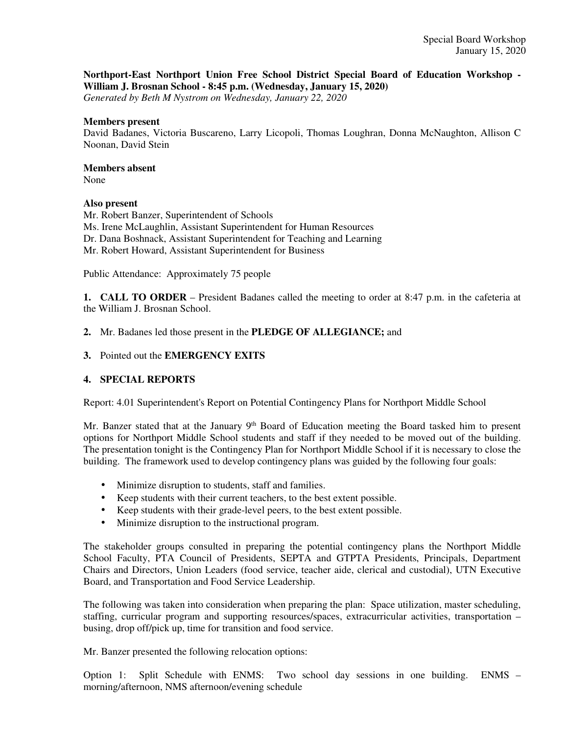**Northport-East Northport Union Free School District Special Board of Education Workshop - William J. Brosnan School - 8:45 p.m. (Wednesday, January 15, 2020)**
*Generated by Beth M Nystrom on Wednesday, January 22, 2020*

**Members present**
David Badanes, Victoria Buscareno, Larry Licopoli, Thomas Loughran, Donna McNaughton, Allison C Noonan, David Stein

**Members absent**
None

**Also present**
Mr. Robert Banzer, Superintendent of Schools
Ms. Irene McLaughlin, Assistant Superintendent for Human Resources
Dr. Dana Boshnack, Assistant Superintendent for Teaching and Learning
Mr. Robert Howard, Assistant Superintendent for Business

Public Attendance: Approximately 75 people

**1. CALL TO ORDER** – President Badanes called the meeting to order at 8:47 p.m. in the cafeteria at the William J. Brosnan School.

**2.** Mr. Badanes led those present in the **PLEDGE OF ALLEGIANCE;** and

**3.** Pointed out the **EMERGENCY EXITS**

**4. SPECIAL REPORTS**

Report: 4.01 Superintendent's Report on Potential Contingency Plans for Northport Middle School

Mr. Banzer stated that at the January 9th Board of Education meeting the Board tasked him to present options for Northport Middle School students and staff if they needed to be moved out of the building. The presentation tonight is the Contingency Plan for Northport Middle School if it is necessary to close the building. The framework used to develop contingency plans was guided by the following four goals:

- Minimize disruption to students, staff and families.
- Keep students with their current teachers, to the best extent possible.
- Keep students with their grade-level peers, to the best extent possible.
- Minimize disruption to the instructional program.

The stakeholder groups consulted in preparing the potential contingency plans the Northport Middle School Faculty, PTA Council of Presidents, SEPTA and GTPTA Presidents, Principals, Department Chairs and Directors, Union Leaders (food service, teacher aide, clerical and custodial), UTN Executive Board, and Transportation and Food Service Leadership.

The following was taken into consideration when preparing the plan: Space utilization, master scheduling, staffing, curricular program and supporting resources/spaces, extracurricular activities, transportation – busing, drop off/pick up, time for transition and food service.

Mr. Banzer presented the following relocation options:

Option 1: Split Schedule with ENMS: Two school day sessions in one building. ENMS – morning/afternoon, NMS afternoon/evening schedule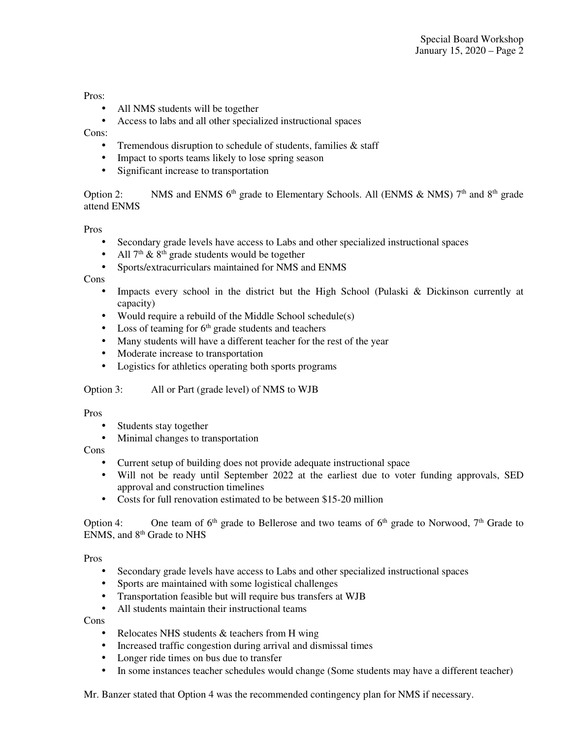Pros:

- All NMS students will be together
- Access to labs and all other specialized instructional spaces

Cons:

- Tremendous disruption to schedule of students, families & staff
- Impact to sports teams likely to lose spring season
- Significant increase to transportation

Option 2: NMS and ENMS 6th grade to Elementary Schools. All (ENMS & NMS) 7th and 8th grade attend ENMS

Pros

- Secondary grade levels have access to Labs and other specialized instructional spaces
- All 7th & 8th grade students would be together
- Sports/extracurriculars maintained for NMS and ENMS

Cons

- Impacts every school in the district but the High School (Pulaski & Dickinson currently at capacity)
- Would require a rebuild of the Middle School schedule(s)
- Loss of teaming for 6th grade students and teachers
- Many students will have a different teacher for the rest of the year
- Moderate increase to transportation
- Logistics for athletics operating both sports programs

Option 3: All or Part (grade level) of NMS to WJB

Pros

- Students stay together
- Minimal changes to transportation

Cons

- Current setup of building does not provide adequate instructional space
- Will not be ready until September 2022 at the earliest due to voter funding approvals, SED approval and construction timelines
- Costs for full renovation estimated to be between $15-20 million

Option 4: One team of 6th grade to Bellerose and two teams of 6th grade to Norwood, 7th Grade to ENMS, and 8th Grade to NHS

Pros

- Secondary grade levels have access to Labs and other specialized instructional spaces
- Sports are maintained with some logistical challenges
- Transportation feasible but will require bus transfers at WJB
- All students maintain their instructional teams

Cons

- Relocates NHS students & teachers from H wing
- Increased traffic congestion during arrival and dismissal times
- Longer ride times on bus due to transfer
- In some instances teacher schedules would change (Some students may have a different teacher)

Mr. Banzer stated that Option 4 was the recommended contingency plan for NMS if necessary.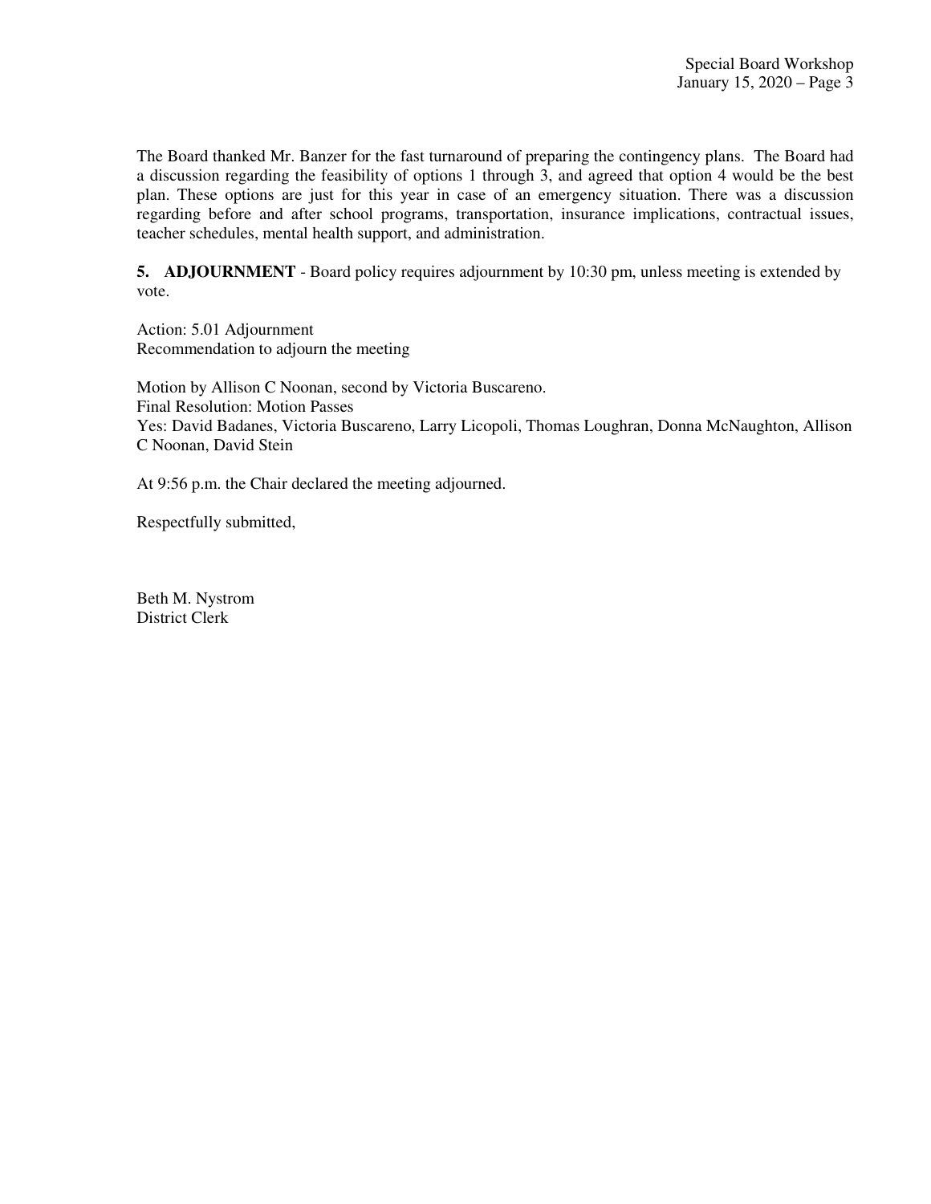The Board thanked Mr. Banzer for the fast turnaround of preparing the contingency plans. The Board had a discussion regarding the feasibility of options 1 through 3, and agreed that option 4 would be the best plan. These options are just for this year in case of an emergency situation. There was a discussion regarding before and after school programs, transportation, insurance implications, contractual issues, teacher schedules, mental health support, and administration.

**5. ADJOURNMENT** - Board policy requires adjournment by 10:30 pm, unless meeting is extended by vote.

Action: 5.01 Adjournment
Recommendation to adjourn the meeting

Motion by Allison C Noonan, second by Victoria Buscareno.
Final Resolution: Motion Passes
Yes: David Badanes, Victoria Buscareno, Larry Licopoli, Thomas Loughran, Donna McNaughton, Allison C Noonan, David Stein

At 9:56 p.m. the Chair declared the meeting adjourned.

Respectfully submitted,

Beth M. Nystrom
District Clerk